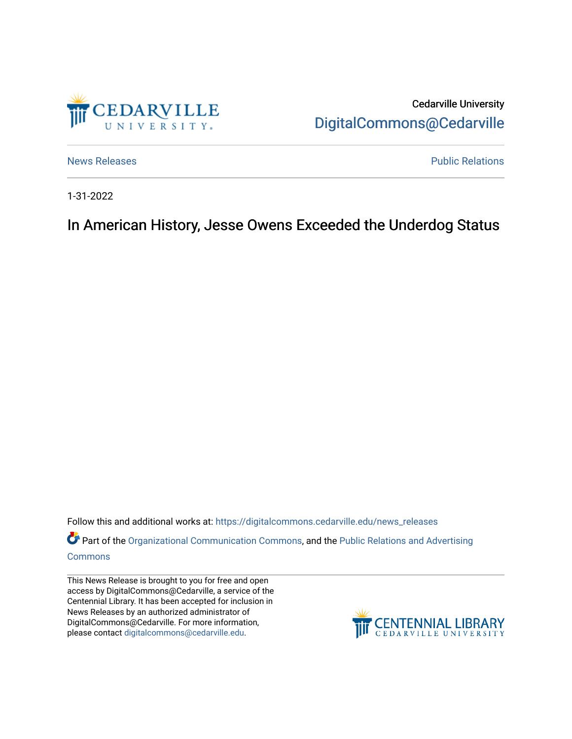Cedarville University

DigitalCommons@Cedarville

News Releases

Public Relations

1-31-2022

# In American History, Jesse Owens Exceeded the Underdog Status

Follow this and additional works at: https://digitalcommons.cedarville.edu/news_releases

Part of the Organizational Communication Commons, and the Public Relations and Advertising Commons

This News Release is brought to you for free and open access by DigitalCommons@Cedarville, a service of the Centennial Library. It has been accepted for inclusion in News Releases by an authorized administrator of DigitalCommons@Cedarville. For more information, please contact digitalcommons@cedarville.edu.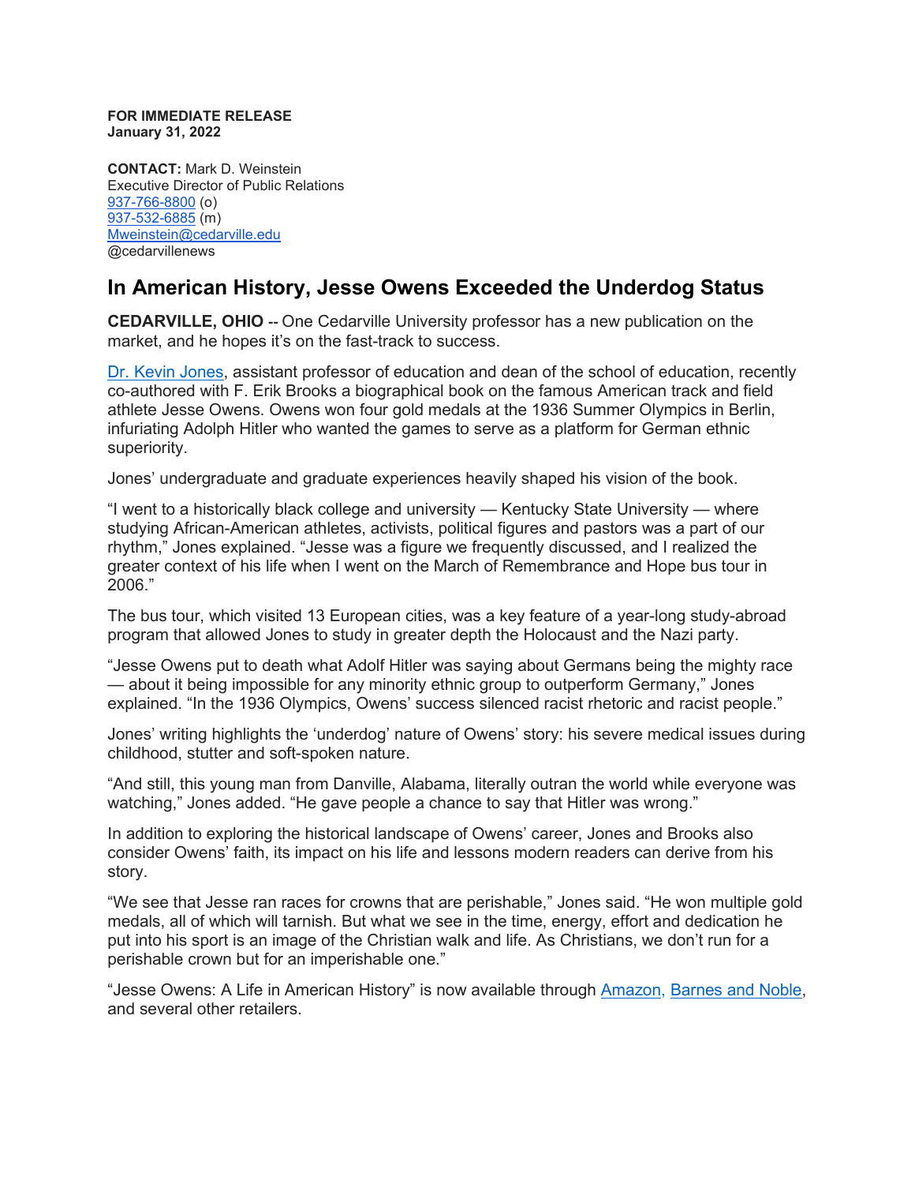**FOR IMMEDIATE RELEASE**
**January 31, 2022**

**CONTACT:** Mark D. Weinstein
Executive Director of Public Relations
937-766-8800 (o)
937-532-6885 (m)
Mweinstein@cedarville.edu
@cedarvillenews

## In American History, Jesse Owens Exceeded the Underdog Status

**CEDARVILLE, OHIO** -- One Cedarville University professor has a new publication on the market, and he hopes it's on the fast-track to success.

Dr. Kevin Jones, assistant professor of education and dean of the school of education, recently co-authored with F. Erik Brooks a biographical book on the famous American track and field athlete Jesse Owens. Owens won four gold medals at the 1936 Summer Olympics in Berlin, infuriating Adolph Hitler who wanted the games to serve as a platform for German ethnic superiority.

Jones' undergraduate and graduate experiences heavily shaped his vision of the book.

"I went to a historically black college and university — Kentucky State University — where studying African-American athletes, activists, political figures and pastors was a part of our rhythm," Jones explained. "Jesse was a figure we frequently discussed, and I realized the greater context of his life when I went on the March of Remembrance and Hope bus tour in 2006."

The bus tour, which visited 13 European cities, was a key feature of a year-long study-abroad program that allowed Jones to study in greater depth the Holocaust and the Nazi party.

"Jesse Owens put to death what Adolf Hitler was saying about Germans being the mighty race — about it being impossible for any minority ethnic group to outperform Germany," Jones explained. "In the 1936 Olympics, Owens' success silenced racist rhetoric and racist people."

Jones' writing highlights the 'underdog' nature of Owens' story: his severe medical issues during childhood, stutter and soft-spoken nature.

"And still, this young man from Danville, Alabama, literally outran the world while everyone was watching," Jones added. "He gave people a chance to say that Hitler was wrong."

In addition to exploring the historical landscape of Owens' career, Jones and Brooks also consider Owens' faith, its impact on his life and lessons modern readers can derive from his story.

"We see that Jesse ran races for crowns that are perishable," Jones said. "He won multiple gold medals, all of which will tarnish. But what we see in the time, energy, effort and dedication he put into his sport is an image of the Christian walk and life. As Christians, we don't run for a perishable crown but for an imperishable one."

"Jesse Owens: A Life in American History" is now available through Amazon, Barnes and Noble, and several other retailers.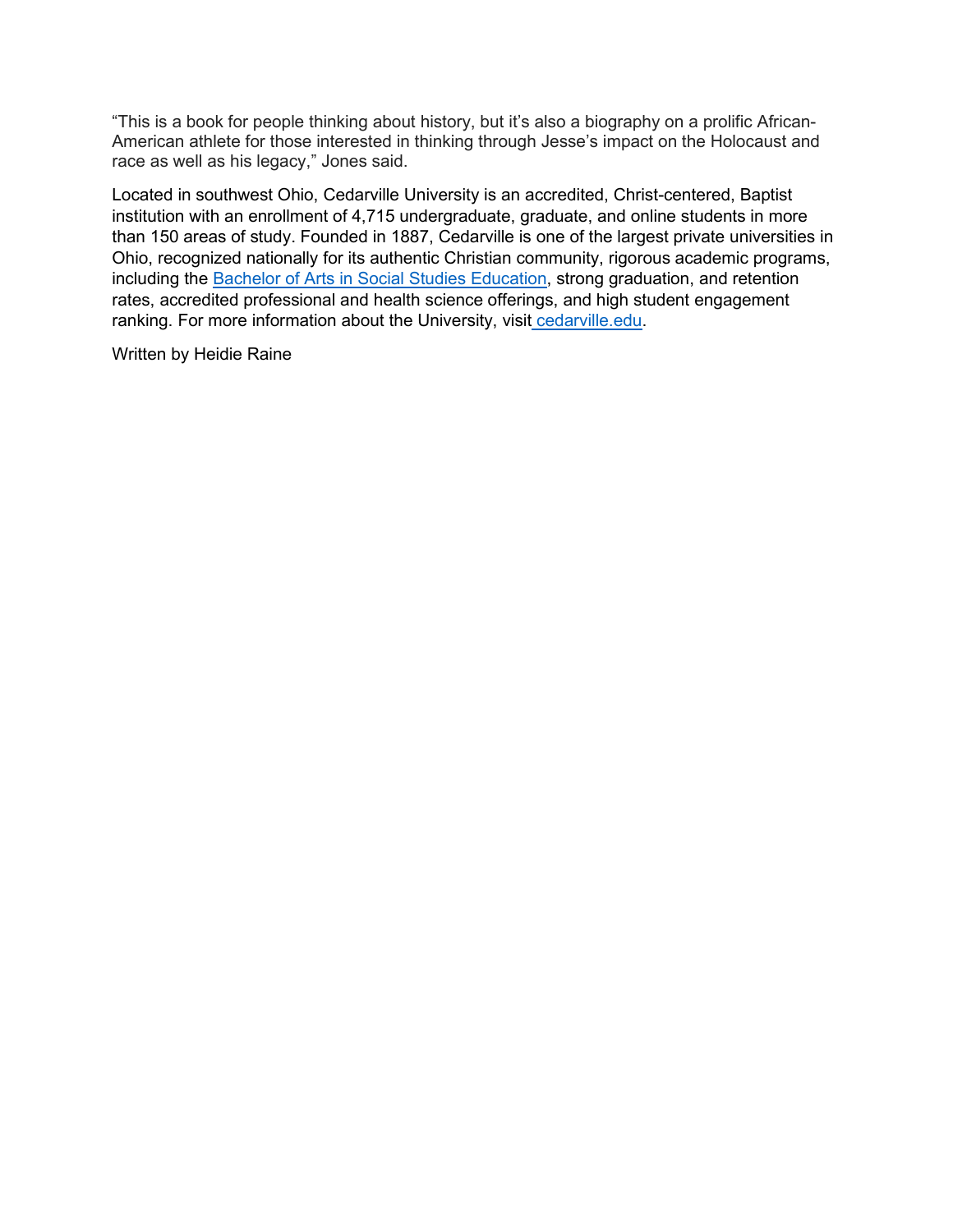"This is a book for people thinking about history, but it's also a biography on a prolific African-American athlete for those interested in thinking through Jesse's impact on the Holocaust and race as well as his legacy," Jones said.

Located in southwest Ohio, Cedarville University is an accredited, Christ-centered, Baptist institution with an enrollment of 4,715 undergraduate, graduate, and online students in more than 150 areas of study. Founded in 1887, Cedarville is one of the largest private universities in Ohio, recognized nationally for its authentic Christian community, rigorous academic programs, including the Bachelor of Arts in Social Studies Education, strong graduation, and retention rates, accredited professional and health science offerings, and high student engagement ranking. For more information about the University, visit cedarville.edu.

Written by Heidie Raine